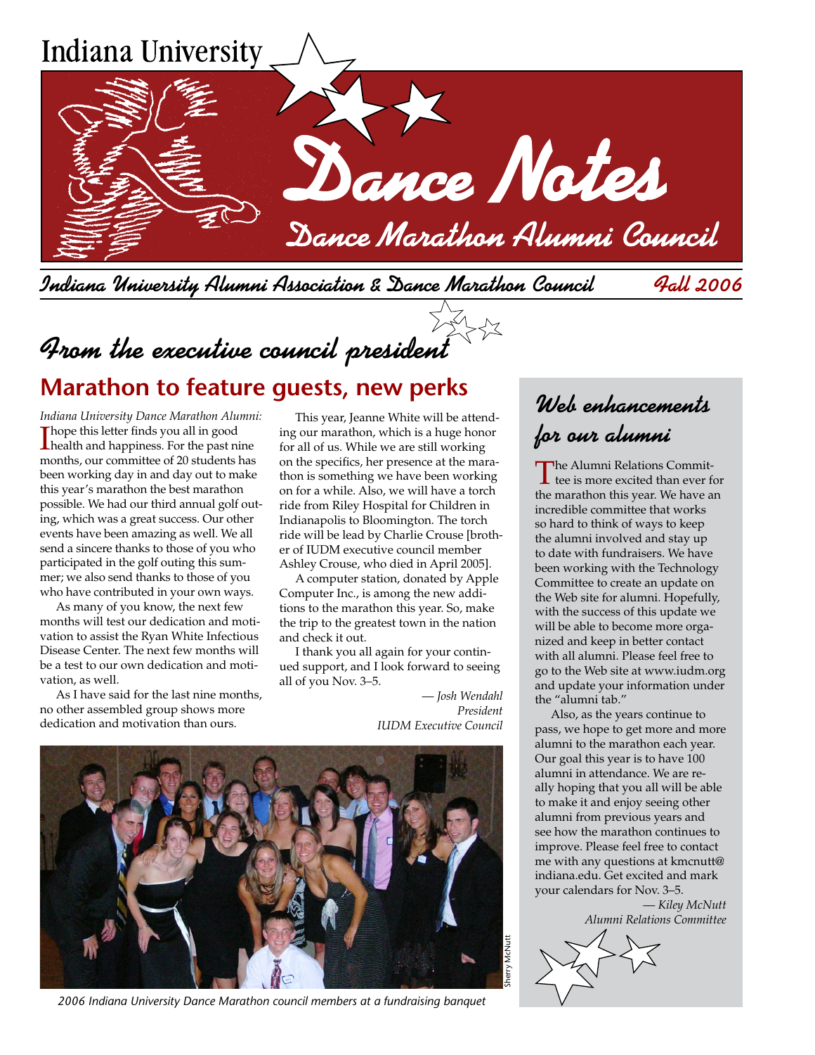Indiana University

# Dance Notes

## Dance Marathon Alumni Council

**Indiana University Alumni Association & Dance Marathon Council** — **Fall 2006**

## From the executive council president

## Marathon to feature guests, new perks

*Indiana University Dance Marathon Alumni:*

I hope this letter finds you all in good health and happiness. For the past nine months, our committee of 20 students has been working day in and day out to make this year's marathon the best marathon possible. We had our third annual golf outing, which was a great success. Our other events have been amazing as well. We all send a sincere thanks to those of you who participated in the golf outing this summer; we also send thanks to those of you who have contributed in your own ways.

As many of you know, the next few months will test our dedication and motivation to assist the Ryan White Infectious Disease Center. The next few months will be a test to our own dedication and motivation, as well.

As I have said for the last nine months, no other assembled group shows more dedication and motivation than ours.

This year, Jeanne White will be attending our marathon, which is a huge honor for all of us. While we are still working on the specifics, her presence at the marathon is something we have been working on for a while. Also, we will have a torch ride from Riley Hospital for Children in Indianapolis to Bloomington. The torch ride will be lead by Charlie Crouse [brother of IUDM executive council member Ashley Crouse, who died in April 2005].

A computer station, donated by Apple Computer Inc., is among the new additions to the marathon this year. So, make the trip to the greatest town in the nation and check it out.

I thank you all again for your continued support, and I look forward to seeing all of you Nov. 3–5.

*— Josh Wendahl*
*President*
*IUDM Executive Council*

Sherry McNutt

*2006 Indiana University Dance Marathon council members at a fundraising banquet*

## Web enhancements for our alumni

The Alumni Relations Committee is more excited than ever for the marathon this year. We have an incredible committee that works so hard to think of ways to keep the alumni involved and stay up to date with fundraisers. We have been working with the Technology Committee to create an update on the Web site for alumni. Hopefully, with the success of this update we will be able to become more organized and keep in better contact with all alumni. Please feel free to go to the Web site at www.iudm.org and update your information under the "alumni tab."

Also, as the years continue to pass, we hope to get more and more alumni to the marathon each year. Our goal this year is to have 100 alumni in attendance. We are really hoping that you all will be able to make it and enjoy seeing other alumni from previous years and see how the marathon continues to improve. Please feel free to contact me with any questions at kmcnutt@indiana.edu. Get excited and mark your calendars for Nov. 3–5.

*— Kiley McNutt*
*Alumni Relations Committee*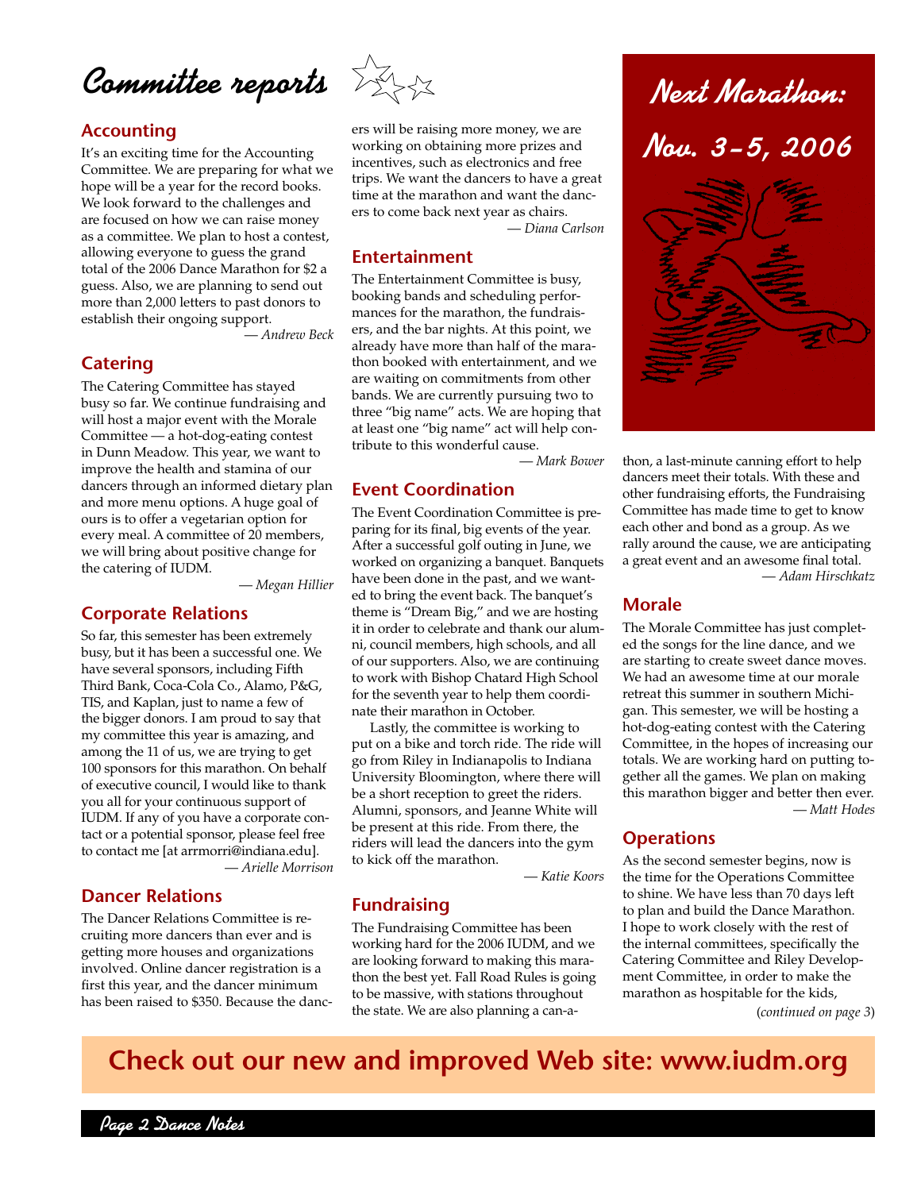# Committee reports

## Accounting

It's an exciting time for the Accounting Committee. We are preparing for what we hope will be a year for the record books. We look forward to the challenges and are focused on how we can raise money as a committee. We plan to host a contest, allowing everyone to guess the grand total of the 2006 Dance Marathon for $2 a guess. Also, we are planning to send out more than 2,000 letters to past donors to establish their ongoing support.

*— Andrew Beck*

## Catering

The Catering Committee has stayed busy so far. We continue fundraising and will host a major event with the Morale Committee — a hot-dog-eating contest in Dunn Meadow. This year, we want to improve the health and stamina of our dancers through an informed dietary plan and more menu options. A huge goal of ours is to offer a vegetarian option for every meal. A committee of 20 members, we will bring about positive change for the catering of IUDM.

*— Megan Hillier*

## Corporate Relations

So far, this semester has been extremely busy, but it has been a successful one. We have several sponsors, including Fifth Third Bank, Coca-Cola Co., Alamo, P&G, TIS, and Kaplan, just to name a few of the bigger donors. I am proud to say that my committee this year is amazing, and among the 11 of us, we are trying to get 100 sponsors for this marathon. On behalf of executive council, I would like to thank you all for your continuous support of IUDM. If any of you have a corporate contact or a potential sponsor, please feel free to contact me [at arrmorri@indiana.edu].

*— Arielle Morrison*

## Dancer Relations

The Dancer Relations Committee is recruiting more dancers than ever and is getting more houses and organizations involved. Online dancer registration is a first this year, and the dancer minimum has been raised to $350. Because the dancers will be raising more money, we are working on obtaining more prizes and incentives, such as electronics and free trips. We want the dancers to have a great time at the marathon and want the dancers to come back next year as chairs.

*— Diana Carlson*

## Entertainment

The Entertainment Committee is busy, booking bands and scheduling performances for the marathon, the fundraisers, and the bar nights. At this point, we already have more than half of the marathon booked with entertainment, and we are waiting on commitments from other bands. We are currently pursuing two to three "big name" acts. We are hoping that at least one "big name" act will help contribute to this wonderful cause.

*— Mark Bower*

## Event Coordination

The Event Coordination Committee is preparing for its final, big events of the year. After a successful golf outing in June, we worked on organizing a banquet. Banquets have been done in the past, and we wanted to bring the event back. The banquet's theme is "Dream Big," and we are hosting it in order to celebrate and thank our alumni, council members, high schools, and all of our supporters. Also, we are continuing to work with Bishop Chatard High School for the seventh year to help them coordinate their marathon in October.

Lastly, the committee is working to put on a bike and torch ride. The ride will go from Riley in Indianapolis to Indiana University Bloomington, where there will be a short reception to greet the riders. Alumni, sponsors, and Jeanne White will be present at this ride. From there, the riders will lead the dancers into the gym to kick off the marathon.

*— Katie Koors*

## Fundraising

The Fundraising Committee has been working hard for the 2006 IUDM, and we are looking forward to making this marathon the best yet. Fall Road Rules is going to be massive, with stations throughout the state. We are also planning a can-a-thon, a last-minute canning effort to help dancers meet their totals. With these and other fundraising efforts, the Fundraising Committee has made time to get to know each other and bond as a group. As we rally around the cause, we are anticipating a great event and an awesome final total.

*— Adam Hirschkatz*

**Next Marathon: Nov. 3-5, 2006**

## Morale

The Morale Committee has just completed the songs for the line dance, and we are starting to create sweet dance moves. We had an awesome time at our morale retreat this summer in southern Michigan. This semester, we will be hosting a hot-dog-eating contest with the Catering Committee, in the hopes of increasing our totals. We are working hard on putting together all the games. We plan on making this marathon bigger and better then ever.

*— Matt Hodes*

## Operations

As the second semester begins, now is the time for the Operations Committee to shine. We have less than 70 days left to plan and build the Dance Marathon. I hope to work closely with the rest of the internal committees, specifically the Catering Committee and Riley Development Committee, in order to make the marathon as hospitable for the kids,

(*continued on page 3*)

**Check out our new and improved Web site: www.iudm.org**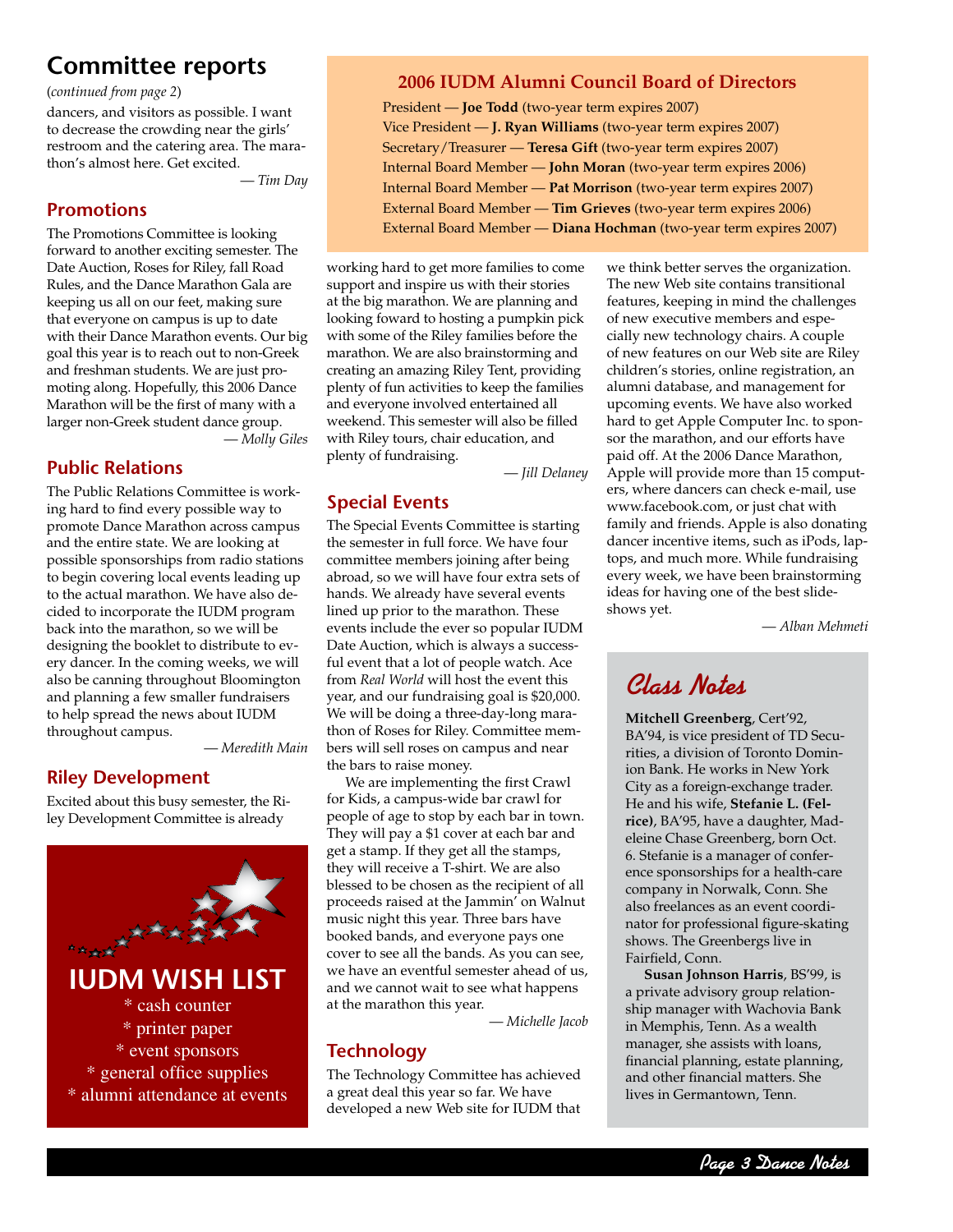# Committee reports

(*continued from page 2*)

dancers, and visitors as possible. I want to decrease the crowding near the girls' restroom and the catering area. The marathon's almost here. Get excited.

*— Tim Day*

## Promotions

The Promotions Committee is looking forward to another exciting semester. The Date Auction, Roses for Riley, fall Road Rules, and the Dance Marathon Gala are keeping us all on our feet, making sure that everyone on campus is up to date with their Dance Marathon events. Our big goal this year is to reach out to non-Greek and freshman students. We are just promoting along. Hopefully, this 2006 Dance Marathon will be the first of many with a larger non-Greek student dance group.

*— Molly Giles*

## Public Relations

The Public Relations Committee is working hard to find every possible way to promote Dance Marathon across campus and the entire state. We are looking at possible sponsorships from radio stations to begin covering local events leading up to the actual marathon. We have also decided to incorporate the IUDM program back into the marathon, so we will be designing the booklet to distribute to every dancer. In the coming weeks, we will also be canning throughout Bloomington and planning a few smaller fundraisers to help spread the news about IUDM throughout campus.

*— Meredith Main*

## Riley Development

Excited about this busy semester, the Riley Development Committee is already working hard to get more families to come support and inspire us with their stories at the big marathon. We are planning and looking foward to hosting a pumpkin pick with some of the Riley families before the marathon. We are also brainstorming and creating an amazing Riley Tent, providing plenty of fun activities to keep the families and everyone involved entertained all weekend. This semester will also be filled with Riley tours, chair education, and plenty of fundraising.

*— Jill Delaney*

## Special Events

The Special Events Committee is starting the semester in full force. We have four committee members joining after being abroad, so we will have four extra sets of hands. We already have several events lined up prior to the marathon. These events include the ever so popular IUDM Date Auction, which is always a successful event that a lot of people watch. Ace from *Real World* will host the event this year, and our fundraising goal is $20,000. We will be doing a three-day-long marathon of Roses for Riley. Committee members will sell roses on campus and near the bars to raise money.

We are implementing the first Crawl for Kids, a campus-wide bar crawl for people of age to stop by each bar in town. They will pay a $1 cover at each bar and get a stamp. If they get all the stamps, they will receive a T-shirt. We are also blessed to be chosen as the recipient of all proceeds raised at the Jammin' on Walnut music night this year. Three bars have booked bands, and everyone pays one cover to see all the bands. As you can see, we have an eventful semester ahead of us, and we cannot wait to see what happens at the marathon this year.

*— Michelle Jacob*

## Technology

The Technology Committee has achieved a great deal this year so far. We have developed a new Web site for IUDM that we think better serves the organization. The new Web site contains transitional features, keeping in mind the challenges of new executive members and especially new technology chairs. A couple of new features on our Web site are Riley children's stories, online registration, an alumni database, and management for upcoming events. We have also worked hard to get Apple Computer Inc. to sponsor the marathon, and our efforts have paid off. At the 2006 Dance Marathon, Apple will provide more than 15 computers, where dancers can check e-mail, use www.facebook.com, or just chat with family and friends. Apple is also donating dancer incentive items, such as iPods, laptops, and much more. While fundraising every week, we have been brainstorming ideas for having one of the best slideshows yet.

*— Alban Mehmeti*

## 2006 IUDM Alumni Council Board of Directors

President — **Joe Todd** (two-year term expires 2007)
Vice President — **J. Ryan Williams** (two-year term expires 2007)
Secretary/Treasurer — **Teresa Gift** (two-year term expires 2007)
Internal Board Member — **John Moran** (two-year term expires 2006)
Internal Board Member — **Pat Morrison** (two-year term expires 2007)
External Board Member — **Tim Grieves** (two-year term expires 2006)
External Board Member — **Diana Hochman** (two-year term expires 2007)

## IUDM WISH LIST

* cash counter
* printer paper
* event sponsors
* general office supplies
* alumni attendance at events

## Class Notes

**Mitchell Greenberg**, Cert'92, BA'94, is vice president of TD Securities, a division of Toronto Dominion Bank. He works in New York City as a foreign-exchange trader. He and his wife, **Stefanie L. (Felrice)**, BA'95, have a daughter, Madeleine Chase Greenberg, born Oct. 6. Stefanie is a manager of conference sponsorships for a health-care company in Norwalk, Conn. She also freelances as an event coordinator for professional figure-skating shows. The Greenbergs live in Fairfield, Conn.

**Susan Johnson Harris**, BS'99, is a private advisory group relationship manager with Wachovia Bank in Memphis, Tenn. As a wealth manager, she assists with loans, financial planning, estate planning, and other financial matters. She lives in Germantown, Tenn.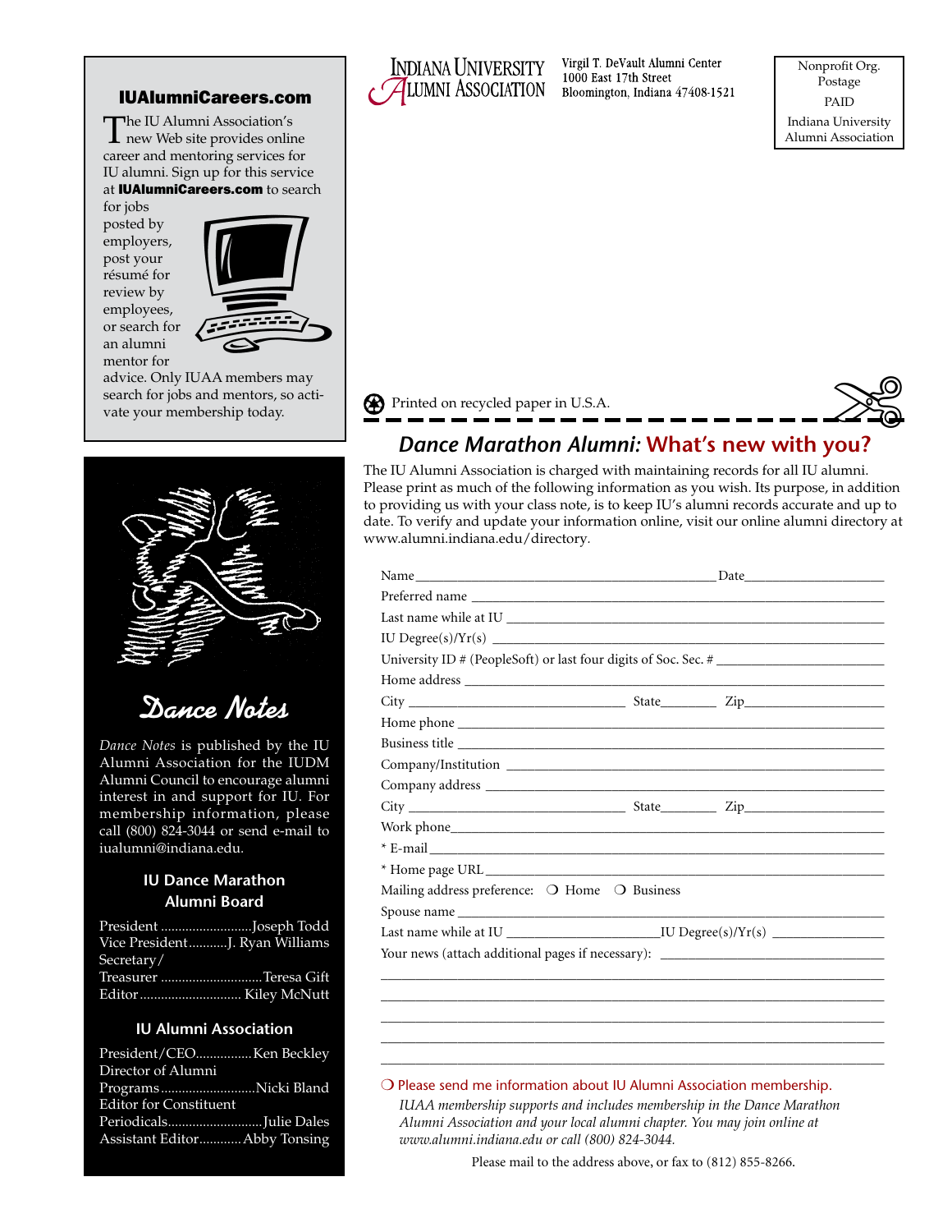## IUAlumniCareers.com

The IU Alumni Association's new Web site provides online career and mentoring services for IU alumni. Sign up for this service at **IUAlumniCareers.com** to search for jobs posted by employers, post your résumé for review by employees, or search for an alumni mentor for advice. Only IUAA members may search for jobs and mentors, so activate your membership today.

# Dance Notes

*Dance Notes* is published by the IU Alumni Association for the IUDM Alumni Council to encourage alumni interest in and support for IU. For membership information, please call (800) 824-3044 or send e-mail to iualumni@indiana.edu.

### IU Dance Marathon Alumni Board

President .......................... Joseph Todd
Vice President........... J. Ryan Williams
Secretary/Treasurer ............................ Teresa Gift
Editor ............................ Kiley McNutt

### IU Alumni Association

President/CEO............... Ken Beckley
Director of Alumni Programs.......................... Nicki Bland
Editor for Constituent Periodicals.......................... Julie Dales
Assistant Editor........... Abby Tonsing

---

Indiana University Alumni Association
Virgil T. DeVault Alumni Center
1000 East 17th Street
Bloomington, Indiana 47408-1521

Nonprofit Org.
Postage
PAID
Indiana University Alumni Association

Printed on recycled paper in U.S.A.

## *Dance Marathon Alumni:* What's new with you?

The IU Alumni Association is charged with maintaining records for all IU alumni. Please print as much of the following information as you wish. Its purpose, in addition to providing us with your class note, is to keep IU's alumni records accurate and up to date. To verify and update your information online, visit our online alumni directory at www.alumni.indiana.edu/directory.

Name______________________________ Date______________
Preferred name ______________________________
Last name while at IU ______________________________
IU Degree(s)/Yr(s) ______________________________
University ID # (PeopleSoft) or last four digits of Soc. Sec. # ______________
Home address ______________________________
City ______________________ State________ Zip______________
Home phone ______________________________
Business title ______________________________
Company/Institution ______________________________
Company address ______________________________
City ______________________ State________ Zip______________
Work phone______________________________
* E-mail______________________________
* Home page URL______________________________
Mailing address preference: ❍ Home ❍ Business
Spouse name ______________________________
Last name while at IU ______________IU Degree(s)/Yr(s) ______________
Your news (attach additional pages if necessary): ______________________

______________________________
______________________________
______________________________
______________________________
______________________________

❍ Please send me information about IU Alumni Association membership.

*IUAA membership supports and includes membership in the Dance Marathon Alumni Association and your local alumni chapter. You may join online at www.alumni.indiana.edu or call (800) 824-3044.*

Please mail to the address above, or fax to (812) 855-8266.